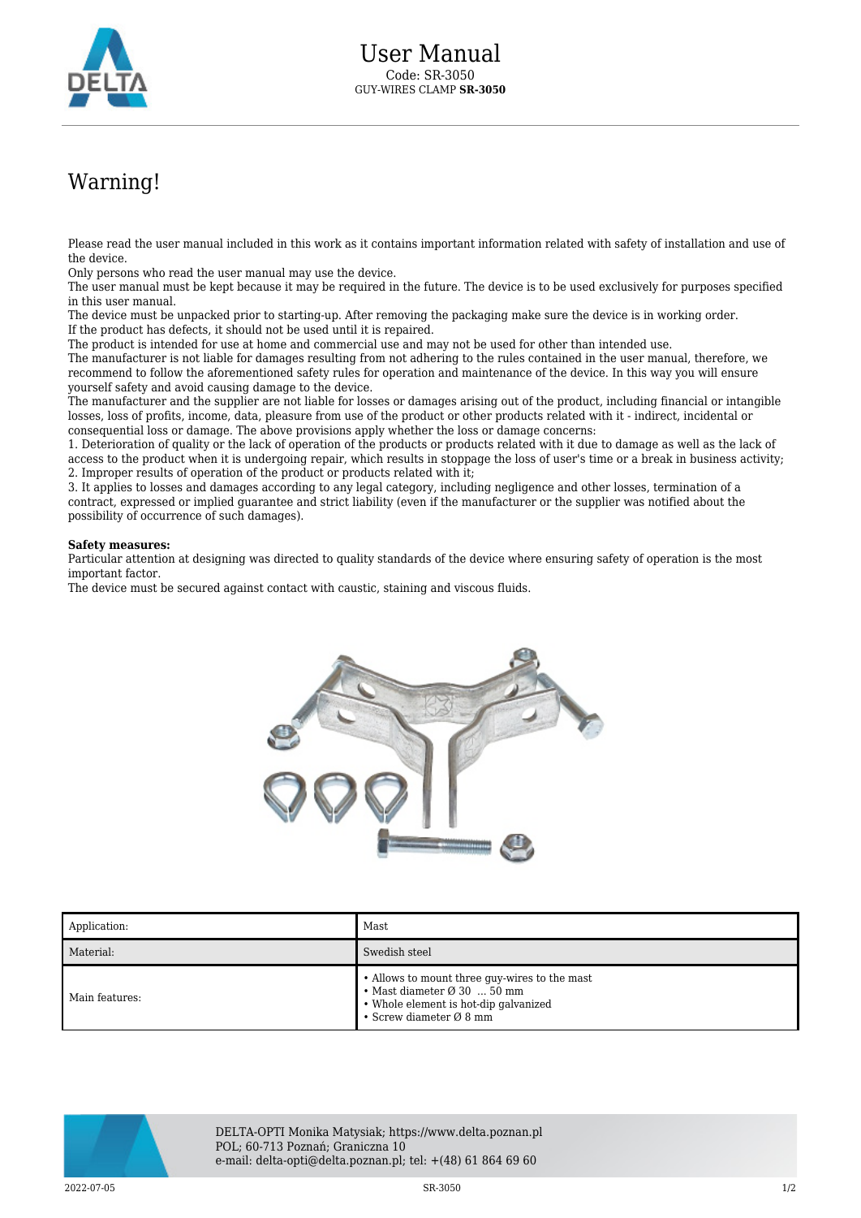# User Manual

Code: SR-3050
GUY-WIRES CLAMP **SR-3050**

## Warning!

Please read the user manual included in this work as it contains important information related with safety of installation and use of the device.
Only persons who read the user manual may use the device.
The user manual must be kept because it may be required in the future. The device is to be used exclusively for purposes specified in this user manual.
The device must be unpacked prior to starting-up. After removing the packaging make sure the device is in working order.
If the product has defects, it should not be used until it is repaired.
The product is intended for use at home and commercial use and may not be used for other than intended use.
The manufacturer is not liable for damages resulting from not adhering to the rules contained in the user manual, therefore, we recommend to follow the aforementioned safety rules for operation and maintenance of the device. In this way you will ensure yourself safety and avoid causing damage to the device.
The manufacturer and the supplier are not liable for losses or damages arising out of the product, including financial or intangible losses, loss of profits, income, data, pleasure from use of the product or other products related with it - indirect, incidental or consequential loss or damage. The above provisions apply whether the loss or damage concerns:
1. Deterioration of quality or the lack of operation of the products or products related with it due to damage as well as the lack of access to the product when it is undergoing repair, which results in stoppage the loss of user's time or a break in business activity;
2. Improper results of operation of the product or products related with it;
3. It applies to losses and damages according to any legal category, including negligence and other losses, termination of a contract, expressed or implied guarantee and strict liability (even if the manufacturer or the supplier was notified about the possibility of occurrence of such damages).

**Safety measures:**
Particular attention at designing was directed to quality standards of the device where ensuring safety of operation is the most important factor.
The device must be secured against contact with caustic, staining and viscous fluids.

| Application: | Mast |
|---|---|
| Material: | Swedish steel |
| Main features: | • Allows to mount three guy-wires to the mast<br>• Mast diameter Ø 30 ... 50 mm<br>• Whole element is hot-dip galvanized<br>• Screw diameter Ø 8 mm |

DELTA-OPTI Monika Matysiak; https://www.delta.poznan.pl
POL; 60-713 Poznań; Graniczna 10
e-mail: delta-opti@delta.poznan.pl; tel: +(48) 61 864 69 60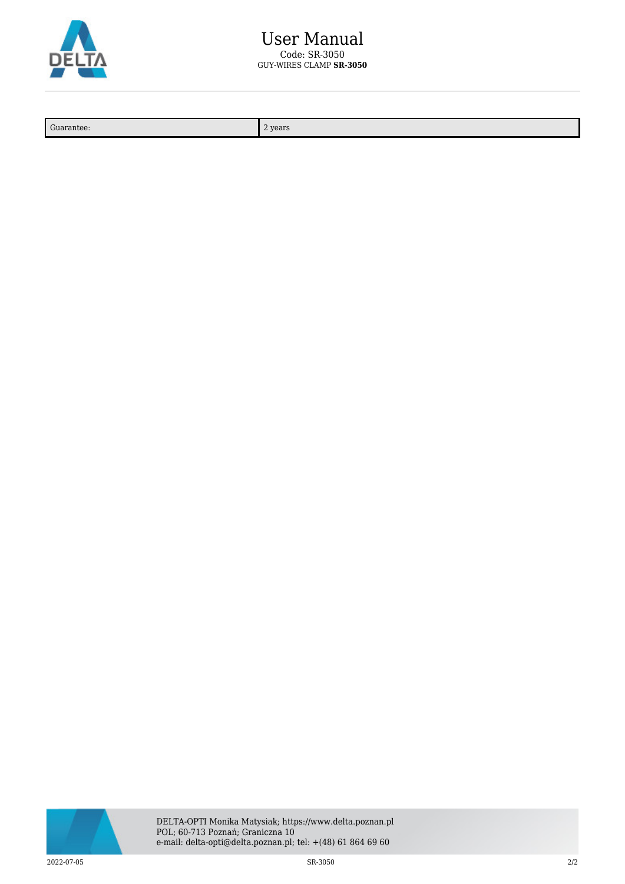| | |
|---|---|
| Guarantee: | 2 years |